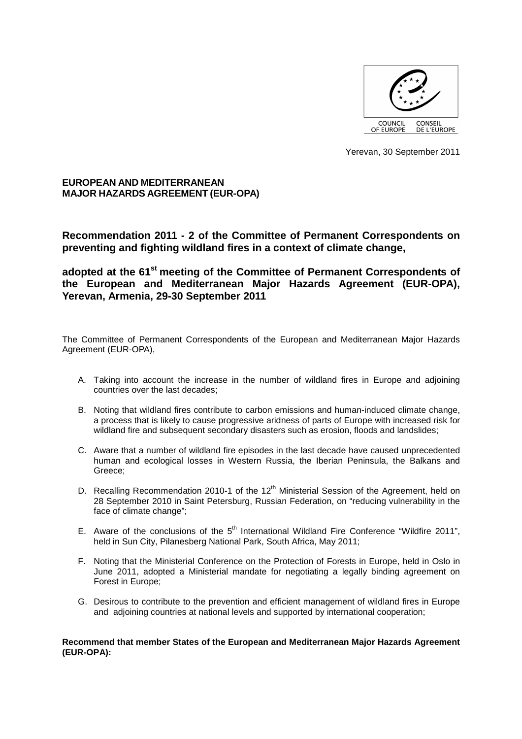COUNCIL OF EUROPE CONSEIL DE L'EUROPE

Yerevan, 30 September 2011

**EUROPEAN AND MEDITERRANEAN MAJOR HAZARDS AGREEMENT (EUR-OPA)**

## Recommendation 2011 - 2 of the Committee of Permanent Correspondents on preventing and fighting wildland fires in a context of climate change,

## adopted at the 61st meeting of the Committee of Permanent Correspondents of the European and Mediterranean Major Hazards Agreement (EUR-OPA), Yerevan, Armenia, 29-30 September 2011

The Committee of Permanent Correspondents of the European and Mediterranean Major Hazards Agreement (EUR-OPA),

A. Taking into account the increase in the number of wildland fires in Europe and adjoining countries over the last decades;

B. Noting that wildland fires contribute to carbon emissions and human-induced climate change, a process that is likely to cause progressive aridness of parts of Europe with increased risk for wildland fire and subsequent secondary disasters such as erosion, floods and landslides;

C. Aware that a number of wildland fire episodes in the last decade have caused unprecedented human and ecological losses in Western Russia, the Iberian Peninsula, the Balkans and Greece;

D. Recalling Recommendation 2010-1 of the 12th Ministerial Session of the Agreement, held on 28 September 2010 in Saint Petersburg, Russian Federation, on "reducing vulnerability in the face of climate change";

E. Aware of the conclusions of the 5th International Wildland Fire Conference "Wildfire 2011", held in Sun City, Pilanesberg National Park, South Africa, May 2011;

F. Noting that the Ministerial Conference on the Protection of Forests in Europe, held in Oslo in June 2011, adopted a Ministerial mandate for negotiating a legally binding agreement on Forest in Europe;

G. Desirous to contribute to the prevention and efficient management of wildland fires in Europe and adjoining countries at national levels and supported by international cooperation;

**Recommend that member States of the European and Mediterranean Major Hazards Agreement (EUR-OPA):**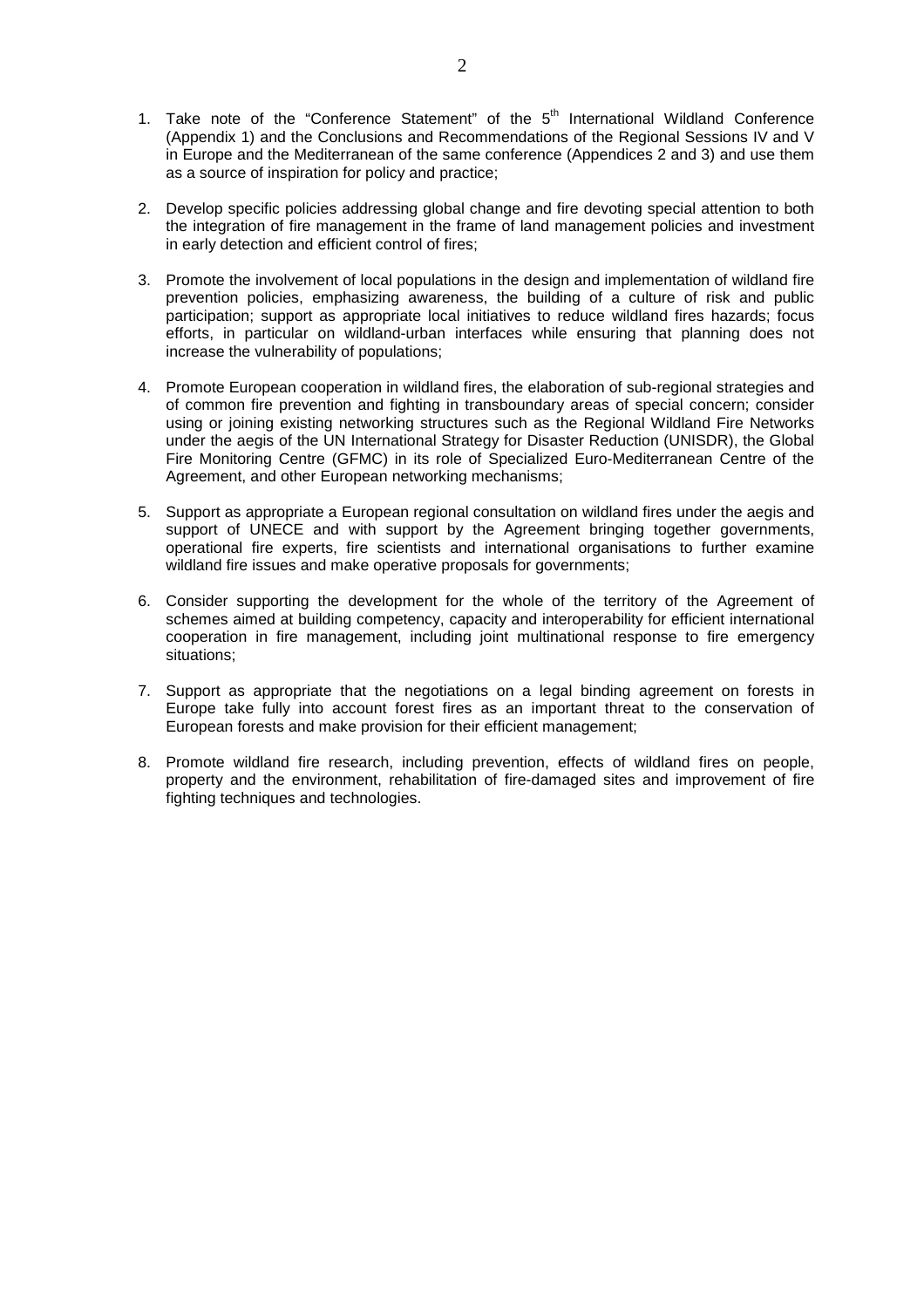1. Take note of the "Conference Statement" of the 5th International Wildland Conference (Appendix 1) and the Conclusions and Recommendations of the Regional Sessions IV and V in Europe and the Mediterranean of the same conference (Appendices 2 and 3) and use them as a source of inspiration for policy and practice;

2. Develop specific policies addressing global change and fire devoting special attention to both the integration of fire management in the frame of land management policies and investment in early detection and efficient control of fires;

3. Promote the involvement of local populations in the design and implementation of wildland fire prevention policies, emphasizing awareness, the building of a culture of risk and public participation; support as appropriate local initiatives to reduce wildland fires hazards; focus efforts, in particular on wildland-urban interfaces while ensuring that planning does not increase the vulnerability of populations;

4. Promote European cooperation in wildland fires, the elaboration of sub-regional strategies and of common fire prevention and fighting in transboundary areas of special concern; consider using or joining existing networking structures such as the Regional Wildland Fire Networks under the aegis of the UN International Strategy for Disaster Reduction (UNISDR), the Global Fire Monitoring Centre (GFMC) in its role of Specialized Euro-Mediterranean Centre of the Agreement, and other European networking mechanisms;

5. Support as appropriate a European regional consultation on wildland fires under the aegis and support of UNECE and with support by the Agreement bringing together governments, operational fire experts, fire scientists and international organisations to further examine wildland fire issues and make operative proposals for governments;

6. Consider supporting the development for the whole of the territory of the Agreement of schemes aimed at building competency, capacity and interoperability for efficient international cooperation in fire management, including joint multinational response to fire emergency situations;

7. Support as appropriate that the negotiations on a legal binding agreement on forests in Europe take fully into account forest fires as an important threat to the conservation of European forests and make provision for their efficient management;

8. Promote wildland fire research, including prevention, effects of wildland fires on people, property and the environment, rehabilitation of fire-damaged sites and improvement of fire fighting techniques and technologies.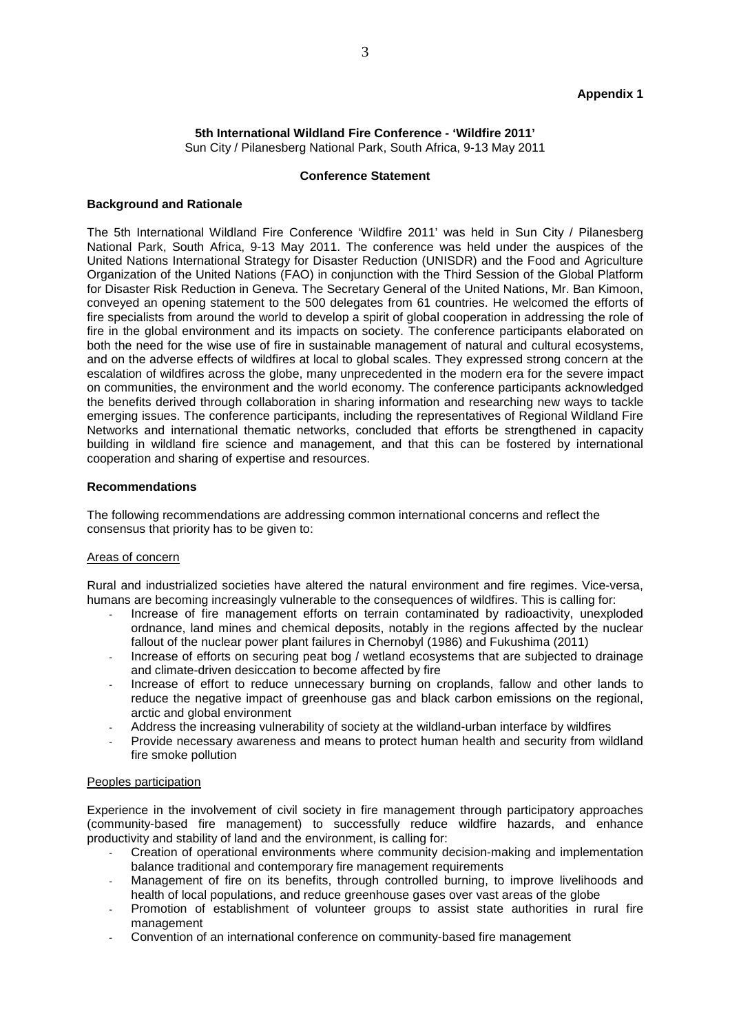**Appendix 1**

**5th International Wildland Fire Conference - 'Wildfire 2011'**
Sun City / Pilanesberg National Park, South Africa, 9-13 May 2011

**Conference Statement**

**Background and Rationale**

The 5th International Wildland Fire Conference 'Wildfire 2011' was held in Sun City / Pilanesberg National Park, South Africa, 9-13 May 2011. The conference was held under the auspices of the United Nations International Strategy for Disaster Reduction (UNISDR) and the Food and Agriculture Organization of the United Nations (FAO) in conjunction with the Third Session of the Global Platform for Disaster Risk Reduction in Geneva. The Secretary General of the United Nations, Mr. Ban Kimoon, conveyed an opening statement to the 500 delegates from 61 countries. He welcomed the efforts of fire specialists from around the world to develop a spirit of global cooperation in addressing the role of fire in the global environment and its impacts on society. The conference participants elaborated on both the need for the wise use of fire in sustainable management of natural and cultural ecosystems, and on the adverse effects of wildfires at local to global scales. They expressed strong concern at the escalation of wildfires across the globe, many unprecedented in the modern era for the severe impact on communities, the environment and the world economy. The conference participants acknowledged the benefits derived through collaboration in sharing information and researching new ways to tackle emerging issues. The conference participants, including the representatives of Regional Wildland Fire Networks and international thematic networks, concluded that efforts be strengthened in capacity building in wildland fire science and management, and that this can be fostered by international cooperation and sharing of expertise and resources.

**Recommendations**

The following recommendations are addressing common international concerns and reflect the consensus that priority has to be given to:

Areas of concern

Rural and industrialized societies have altered the natural environment and fire regimes. Vice-versa, humans are becoming increasingly vulnerable to the consequences of wildfires. This is calling for:

- Increase of fire management efforts on terrain contaminated by radioactivity, unexploded ordnance, land mines and chemical deposits, notably in the regions affected by the nuclear fallout of the nuclear power plant failures in Chernobyl (1986) and Fukushima (2011)
- Increase of efforts on securing peat bog / wetland ecosystems that are subjected to drainage and climate-driven desiccation to become affected by fire
- Increase of effort to reduce unnecessary burning on croplands, fallow and other lands to reduce the negative impact of greenhouse gas and black carbon emissions on the regional, arctic and global environment
- Address the increasing vulnerability of society at the wildland-urban interface by wildfires
- Provide necessary awareness and means to protect human health and security from wildland fire smoke pollution

Peoples participation

Experience in the involvement of civil society in fire management through participatory approaches (community-based fire management) to successfully reduce wildfire hazards, and enhance productivity and stability of land and the environment, is calling for:

- Creation of operational environments where community decision-making and implementation balance traditional and contemporary fire management requirements
- Management of fire on its benefits, through controlled burning, to improve livelihoods and health of local populations, and reduce greenhouse gases over vast areas of the globe
- Promotion of establishment of volunteer groups to assist state authorities in rural fire management
- Convention of an international conference on community-based fire management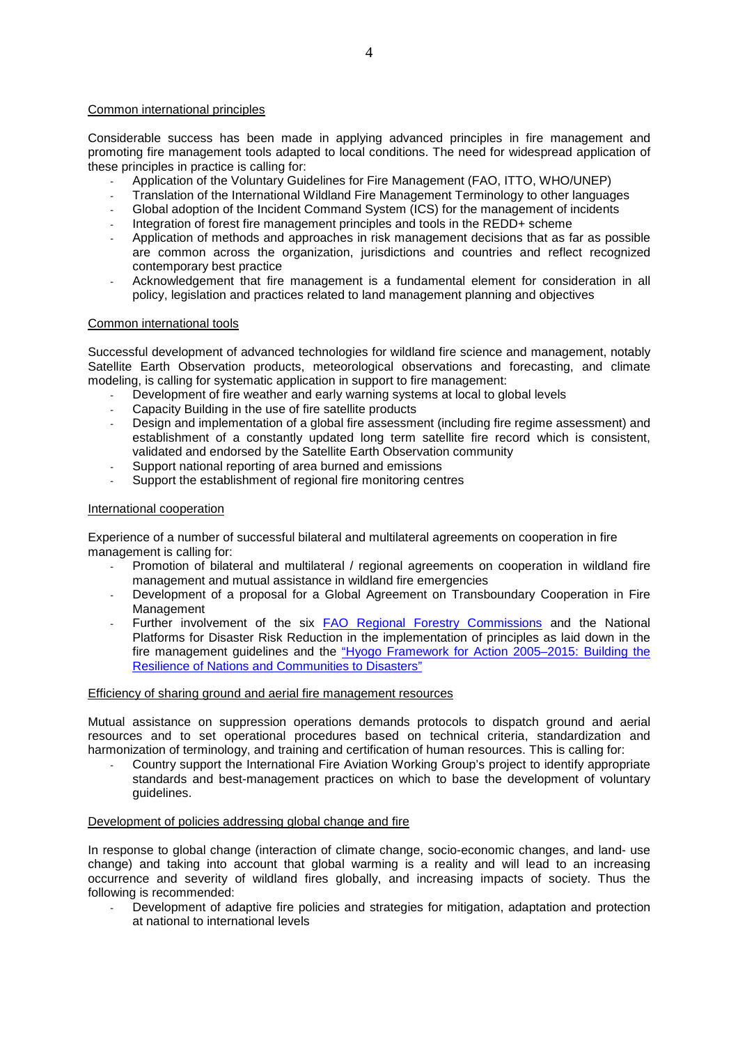Common international principles

Considerable success has been made in applying advanced principles in fire management and promoting fire management tools adapted to local conditions. The need for widespread application of these principles in practice is calling for:

- Application of the Voluntary Guidelines for Fire Management (FAO, ITTO, WHO/UNEP)
- Translation of the International Wildland Fire Management Terminology to other languages
- Global adoption of the Incident Command System (ICS) for the management of incidents
- Integration of forest fire management principles and tools in the REDD+ scheme
- Application of methods and approaches in risk management decisions that as far as possible are common across the organization, jurisdictions and countries and reflect recognized contemporary best practice
- Acknowledgement that fire management is a fundamental element for consideration in all policy, legislation and practices related to land management planning and objectives

Common international tools

Successful development of advanced technologies for wildland fire science and management, notably Satellite Earth Observation products, meteorological observations and forecasting, and climate modeling, is calling for systematic application in support to fire management:

- Development of fire weather and early warning systems at local to global levels
- Capacity Building in the use of fire satellite products
- Design and implementation of a global fire assessment (including fire regime assessment) and establishment of a constantly updated long term satellite fire record which is consistent, validated and endorsed by the Satellite Earth Observation community
- Support national reporting of area burned and emissions
- Support the establishment of regional fire monitoring centres

International cooperation

Experience of a number of successful bilateral and multilateral agreements on cooperation in fire management is calling for:

- Promotion of bilateral and multilateral / regional agreements on cooperation in wildland fire management and mutual assistance in wildland fire emergencies
- Development of a proposal for a Global Agreement on Transboundary Cooperation in Fire Management
- Further involvement of the six FAO Regional Forestry Commissions and the National Platforms for Disaster Risk Reduction in the implementation of principles as laid down in the fire management guidelines and the "Hyogo Framework for Action 2005–2015: Building the Resilience of Nations and Communities to Disasters"

Efficiency of sharing ground and aerial fire management resources

Mutual assistance on suppression operations demands protocols to dispatch ground and aerial resources and to set operational procedures based on technical criteria, standardization and harmonization of terminology, and training and certification of human resources. This is calling for:

- Country support the International Fire Aviation Working Group's project to identify appropriate standards and best-management practices on which to base the development of voluntary guidelines.

Development of policies addressing global change and fire

In response to global change (interaction of climate change, socio-economic changes, and land- use change) and taking into account that global warming is a reality and will lead to an increasing occurrence and severity of wildland fires globally, and increasing impacts of society. Thus the following is recommended:

- Development of adaptive fire policies and strategies for mitigation, adaptation and protection at national to international levels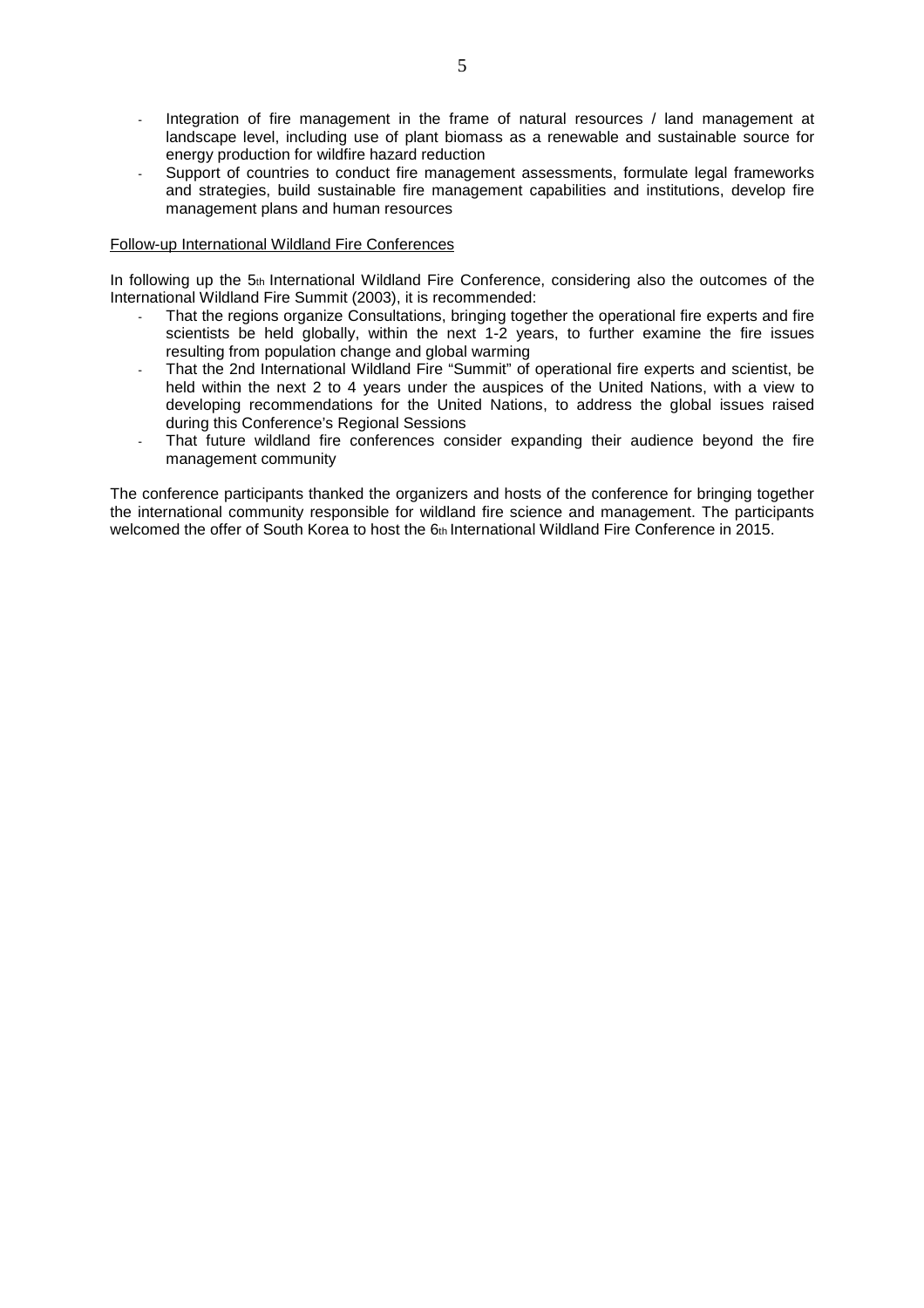- Integration of fire management in the frame of natural resources / land management at landscape level, including use of plant biomass as a renewable and sustainable source for energy production for wildfire hazard reduction
- Support of countries to conduct fire management assessments, formulate legal frameworks and strategies, build sustainable fire management capabilities and institutions, develop fire management plans and human resources

<u>Follow-up International Wildland Fire Conferences</u>

In following up the 5th International Wildland Fire Conference, considering also the outcomes of the International Wildland Fire Summit (2003), it is recommended:

- That the regions organize Consultations, bringing together the operational fire experts and fire scientists be held globally, within the next 1-2 years, to further examine the fire issues resulting from population change and global warming
- That the 2nd International Wildland Fire "Summit" of operational fire experts and scientist, be held within the next 2 to 4 years under the auspices of the United Nations, with a view to developing recommendations for the United Nations, to address the global issues raised during this Conference's Regional Sessions
- That future wildland fire conferences consider expanding their audience beyond the fire management community

The conference participants thanked the organizers and hosts of the conference for bringing together the international community responsible for wildland fire science and management. The participants welcomed the offer of South Korea to host the 6th International Wildland Fire Conference in 2015.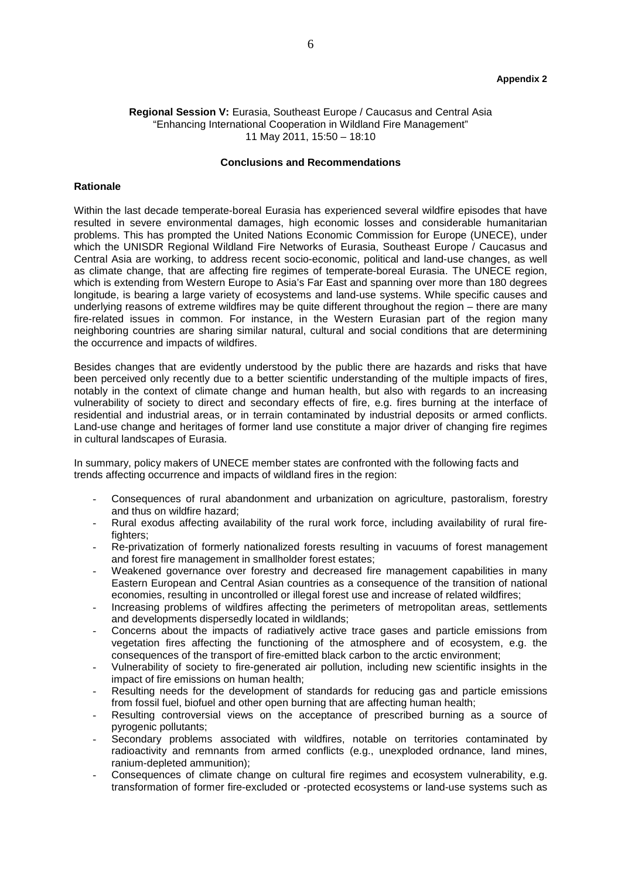**Appendix 2**

**Regional Session V:** Eurasia, Southeast Europe / Caucasus and Central Asia
"Enhancing International Cooperation in Wildland Fire Management"
11 May 2011, 15:50 – 18:10

**Conclusions and Recommendations**

**Rationale**

Within the last decade temperate-boreal Eurasia has experienced several wildfire episodes that have resulted in severe environmental damages, high economic losses and considerable humanitarian problems. This has prompted the United Nations Economic Commission for Europe (UNECE), under which the UNISDR Regional Wildland Fire Networks of Eurasia, Southeast Europe / Caucasus and Central Asia are working, to address recent socio-economic, political and land-use changes, as well as climate change, that are affecting fire regimes of temperate-boreal Eurasia. The UNECE region, which is extending from Western Europe to Asia's Far East and spanning over more than 180 degrees longitude, is bearing a large variety of ecosystems and land-use systems. While specific causes and underlying reasons of extreme wildfires may be quite different throughout the region – there are many fire-related issues in common. For instance, in the Western Eurasian part of the region many neighboring countries are sharing similar natural, cultural and social conditions that are determining the occurrence and impacts of wildfires.

Besides changes that are evidently understood by the public there are hazards and risks that have been perceived only recently due to a better scientific understanding of the multiple impacts of fires, notably in the context of climate change and human health, but also with regards to an increasing vulnerability of society to direct and secondary effects of fire, e.g. fires burning at the interface of residential and industrial areas, or in terrain contaminated by industrial deposits or armed conflicts. Land-use change and heritages of former land use constitute a major driver of changing fire regimes in cultural landscapes of Eurasia.

In summary, policy makers of UNECE member states are confronted with the following facts and trends affecting occurrence and impacts of wildland fires in the region:

- Consequences of rural abandonment and urbanization on agriculture, pastoralism, forestry and thus on wildfire hazard;
- Rural exodus affecting availability of the rural work force, including availability of rural fire-fighters;
- Re-privatization of formerly nationalized forests resulting in vacuums of forest management and forest fire management in smallholder forest estates;
- Weakened governance over forestry and decreased fire management capabilities in many Eastern European and Central Asian countries as a consequence of the transition of national economies, resulting in uncontrolled or illegal forest use and increase of related wildfires;
- Increasing problems of wildfires affecting the perimeters of metropolitan areas, settlements and developments dispersedly located in wildlands;
- Concerns about the impacts of radiatively active trace gases and particle emissions from vegetation fires affecting the functioning of the atmosphere and of ecosystem, e.g. the consequences of the transport of fire-emitted black carbon to the arctic environment;
- Vulnerability of society to fire-generated air pollution, including new scientific insights in the impact of fire emissions on human health;
- Resulting needs for the development of standards for reducing gas and particle emissions from fossil fuel, biofuel and other open burning that are affecting human health;
- Resulting controversial views on the acceptance of prescribed burning as a source of pyrogenic pollutants;
- Secondary problems associated with wildfires, notable on territories contaminated by radioactivity and remnants from armed conflicts (e.g., unexploded ordnance, land mines, ranium-depleted ammunition);
- Consequences of climate change on cultural fire regimes and ecosystem vulnerability, e.g. transformation of former fire-excluded or -protected ecosystems or land-use systems such as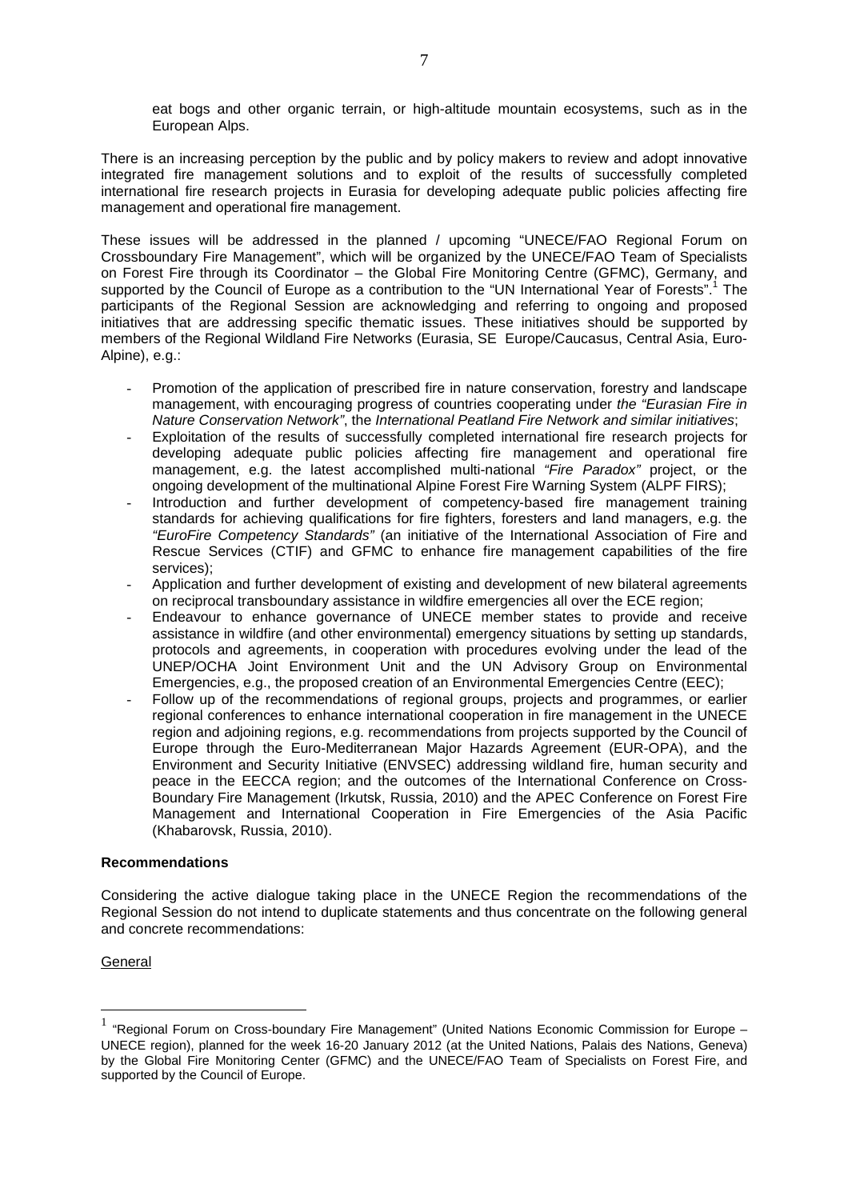eat bogs and other organic terrain, or high-altitude mountain ecosystems, such as in the European Alps.

There is an increasing perception by the public and by policy makers to review and adopt innovative integrated fire management solutions and to exploit of the results of successfully completed international fire research projects in Eurasia for developing adequate public policies affecting fire management and operational fire management.

These issues will be addressed in the planned / upcoming "UNECE/FAO Regional Forum on Crossboundary Fire Management", which will be organized by the UNECE/FAO Team of Specialists on Forest Fire through its Coordinator – the Global Fire Monitoring Centre (GFMC), Germany, and supported by the Council of Europe as a contribution to the "UN International Year of Forests".[1] The participants of the Regional Session are acknowledging and referring to ongoing and proposed initiatives that are addressing specific thematic issues. These initiatives should be supported by members of the Regional Wildland Fire Networks (Eurasia, SE Europe/Caucasus, Central Asia, Euro-Alpine), e.g.:

- Promotion of the application of prescribed fire in nature conservation, forestry and landscape management, with encouraging progress of countries cooperating under *the "Eurasian Fire in Nature Conservation Network"*, the *International Peatland Fire Network and similar initiatives*;
- Exploitation of the results of successfully completed international fire research projects for developing adequate public policies affecting fire management and operational fire management, e.g. the latest accomplished multi-national *"Fire Paradox"* project, or the ongoing development of the multinational Alpine Forest Fire Warning System (ALPF FIRS);
- Introduction and further development of competency-based fire management training standards for achieving qualifications for fire fighters, foresters and land managers, e.g. the *"EuroFire Competency Standards"* (an initiative of the International Association of Fire and Rescue Services (CTIF) and GFMC to enhance fire management capabilities of the fire services);
- Application and further development of existing and development of new bilateral agreements on reciprocal transboundary assistance in wildfire emergencies all over the ECE region;
- Endeavour to enhance governance of UNECE member states to provide and receive assistance in wildfire (and other environmental) emergency situations by setting up standards, protocols and agreements, in cooperation with procedures evolving under the lead of the UNEP/OCHA Joint Environment Unit and the UN Advisory Group on Environmental Emergencies, e.g., the proposed creation of an Environmental Emergencies Centre (EEC);
- Follow up of the recommendations of regional groups, projects and programmes, or earlier regional conferences to enhance international cooperation in fire management in the UNECE region and adjoining regions, e.g. recommendations from projects supported by the Council of Europe through the Euro-Mediterranean Major Hazards Agreement (EUR-OPA), and the Environment and Security Initiative (ENVSEC) addressing wildland fire, human security and peace in the EECCA region; and the outcomes of the International Conference on Cross-Boundary Fire Management (Irkutsk, Russia, 2010) and the APEC Conference on Forest Fire Management and International Cooperation in Fire Emergencies of the Asia Pacific (Khabarovsk, Russia, 2010).

**Recommendations**

Considering the active dialogue taking place in the UNECE Region the recommendations of the Regional Session do not intend to duplicate statements and thus concentrate on the following general and concrete recommendations:

General

[1] "Regional Forum on Cross-boundary Fire Management" (United Nations Economic Commission for Europe – UNECE region), planned for the week 16-20 January 2012 (at the United Nations, Palais des Nations, Geneva) by the Global Fire Monitoring Center (GFMC) and the UNECE/FAO Team of Specialists on Forest Fire, and supported by the Council of Europe.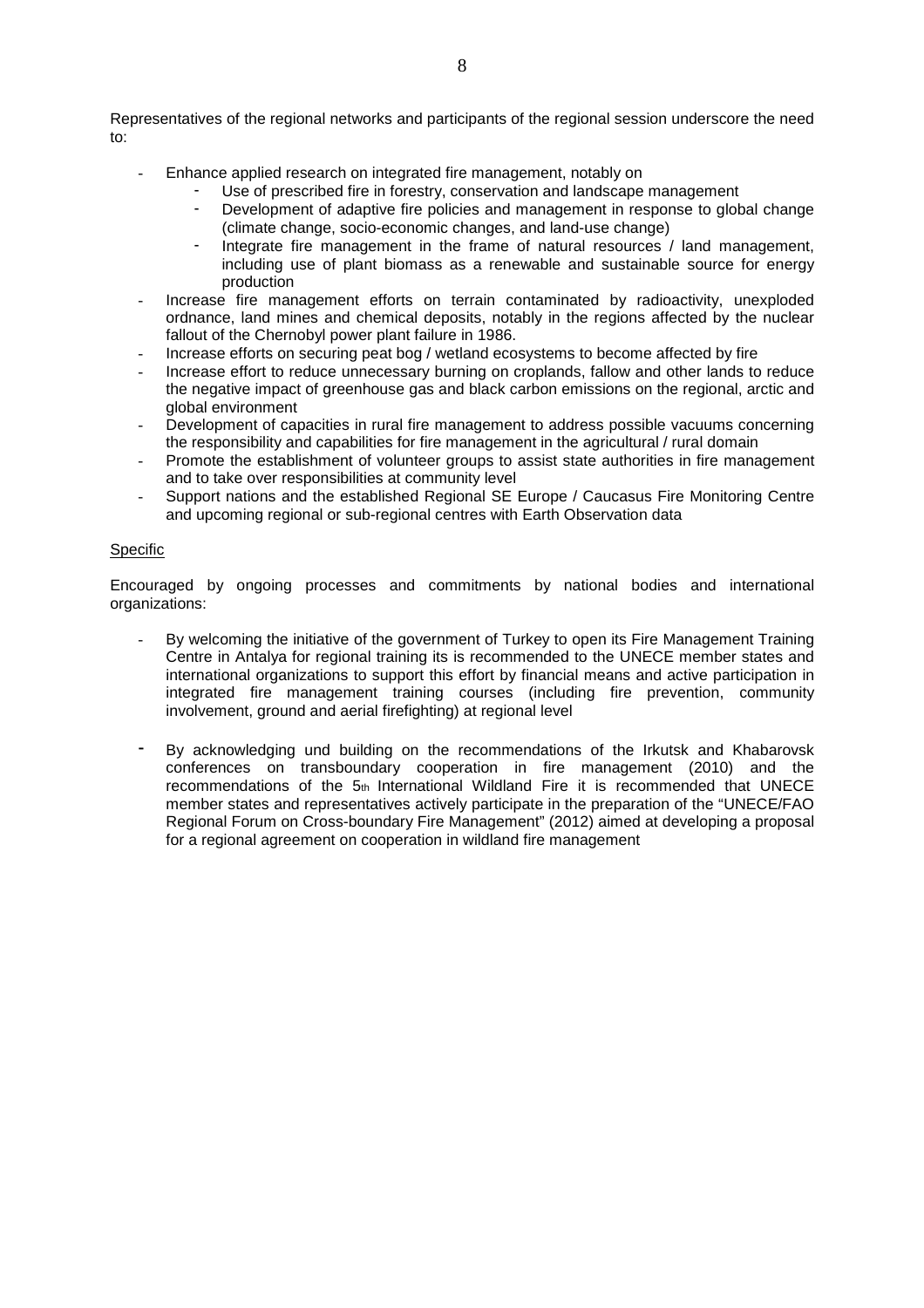Representatives of the regional networks and participants of the regional session underscore the need to:

- Enhance applied research on integrated fire management, notably on
    - Use of prescribed fire in forestry, conservation and landscape management
    - Development of adaptive fire policies and management in response to global change (climate change, socio-economic changes, and land-use change)
    - Integrate fire management in the frame of natural resources / land management, including use of plant biomass as a renewable and sustainable source for energy production
- Increase fire management efforts on terrain contaminated by radioactivity, unexploded ordnance, land mines and chemical deposits, notably in the regions affected by the nuclear fallout of the Chernobyl power plant failure in 1986.
- Increase efforts on securing peat bog / wetland ecosystems to become affected by fire
- Increase effort to reduce unnecessary burning on croplands, fallow and other lands to reduce the negative impact of greenhouse gas and black carbon emissions on the regional, arctic and global environment
- Development of capacities in rural fire management to address possible vacuums concerning the responsibility and capabilities for fire management in the agricultural / rural domain
- Promote the establishment of volunteer groups to assist state authorities in fire management and to take over responsibilities at community level
- Support nations and the established Regional SE Europe / Caucasus Fire Monitoring Centre and upcoming regional or sub-regional centres with Earth Observation data

Specific

Encouraged by ongoing processes and commitments by national bodies and international organizations:

- By welcoming the initiative of the government of Turkey to open its Fire Management Training Centre in Antalya for regional training its is recommended to the UNECE member states and international organizations to support this effort by financial means and active participation in integrated fire management training courses (including fire prevention, community involvement, ground and aerial firefighting) at regional level

- By acknowledging und building on the recommendations of the Irkutsk and Khabarovsk conferences on transboundary cooperation in fire management (2010) and the recommendations of the 5th International Wildland Fire it is recommended that UNECE member states and representatives actively participate in the preparation of the "UNECE/FAO Regional Forum on Cross-boundary Fire Management" (2012) aimed at developing a proposal for a regional agreement on cooperation in wildland fire management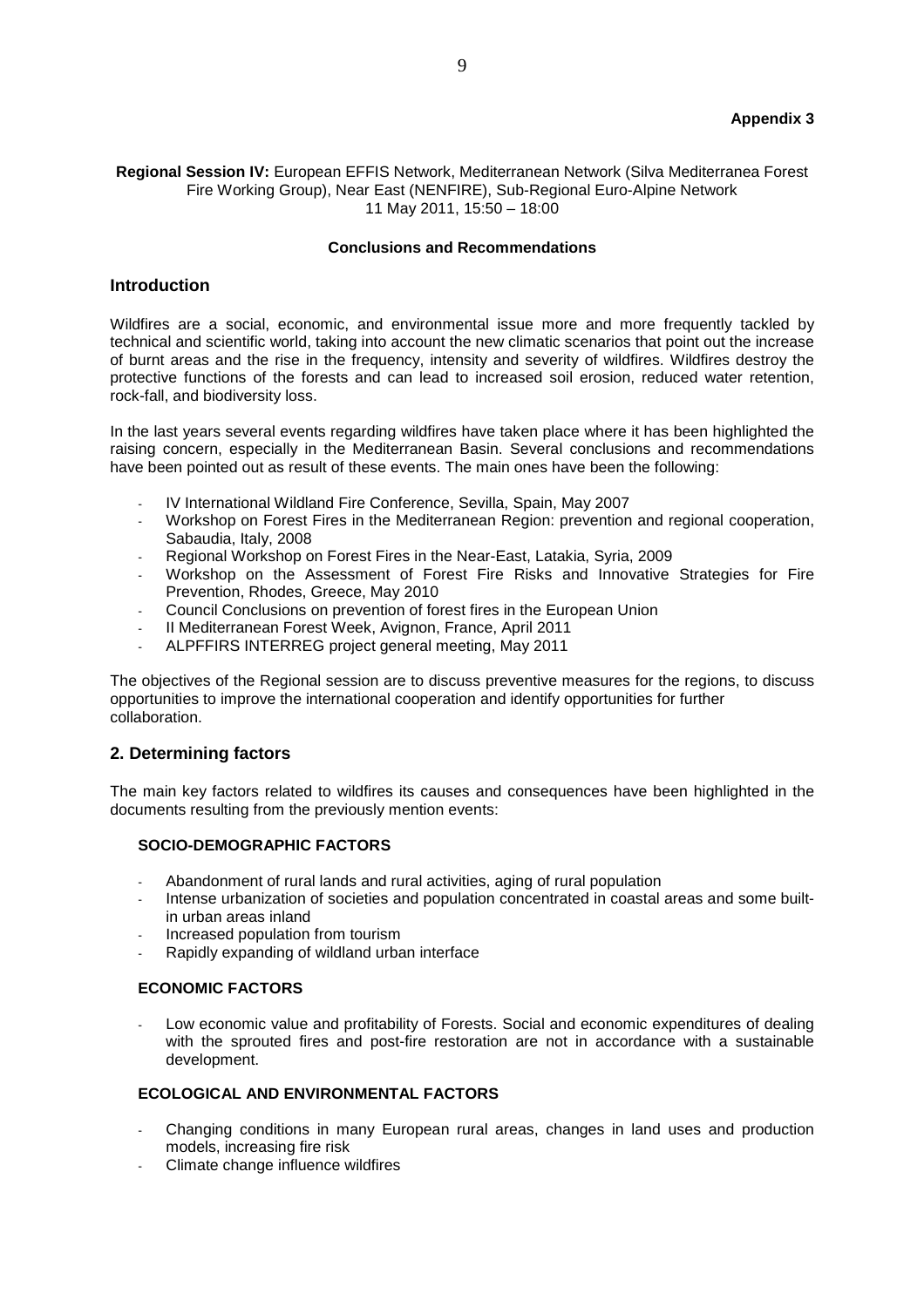**Appendix 3**

**Regional Session IV:** European EFFIS Network, Mediterranean Network (Silva Mediterranea Forest Fire Working Group), Near East (NENFIRE), Sub-Regional Euro-Alpine Network
11 May 2011, 15:50 – 18:00

**Conclusions and Recommendations**

## Introduction

Wildfires are a social, economic, and environmental issue more and more frequently tackled by technical and scientific world, taking into account the new climatic scenarios that point out the increase of burnt areas and the rise in the frequency, intensity and severity of wildfires. Wildfires destroy the protective functions of the forests and can lead to increased soil erosion, reduced water retention, rock-fall, and biodiversity loss.

In the last years several events regarding wildfires have taken place where it has been highlighted the raising concern, especially in the Mediterranean Basin. Several conclusions and recommendations have been pointed out as result of these events. The main ones have been the following:

- IV International Wildland Fire Conference, Sevilla, Spain, May 2007
- Workshop on Forest Fires in the Mediterranean Region: prevention and regional cooperation, Sabaudia, Italy, 2008
- Regional Workshop on Forest Fires in the Near-East, Latakia, Syria, 2009
- Workshop on the Assessment of Forest Fire Risks and Innovative Strategies for Fire Prevention, Rhodes, Greece, May 2010
- Council Conclusions on prevention of forest fires in the European Union
- II Mediterranean Forest Week, Avignon, France, April 2011
- ALPFFIRS INTERREG project general meeting, May 2011

The objectives of the Regional session are to discuss preventive measures for the regions, to discuss opportunities to improve the international cooperation and identify opportunities for further collaboration.

## 2. Determining factors

The main key factors related to wildfires its causes and consequences have been highlighted in the documents resulting from the previously mention events:

**SOCIO-DEMOGRAPHIC FACTORS**

- Abandonment of rural lands and rural activities, aging of rural population
- Intense urbanization of societies and population concentrated in coastal areas and some built-in urban areas inland
- Increased population from tourism
- Rapidly expanding of wildland urban interface

**ECONOMIC FACTORS**

- Low economic value and profitability of Forests. Social and economic expenditures of dealing with the sprouted fires and post-fire restoration are not in accordance with a sustainable development.

**ECOLOGICAL AND ENVIRONMENTAL FACTORS**

- Changing conditions in many European rural areas, changes in land uses and production models, increasing fire risk
- Climate change influence wildfires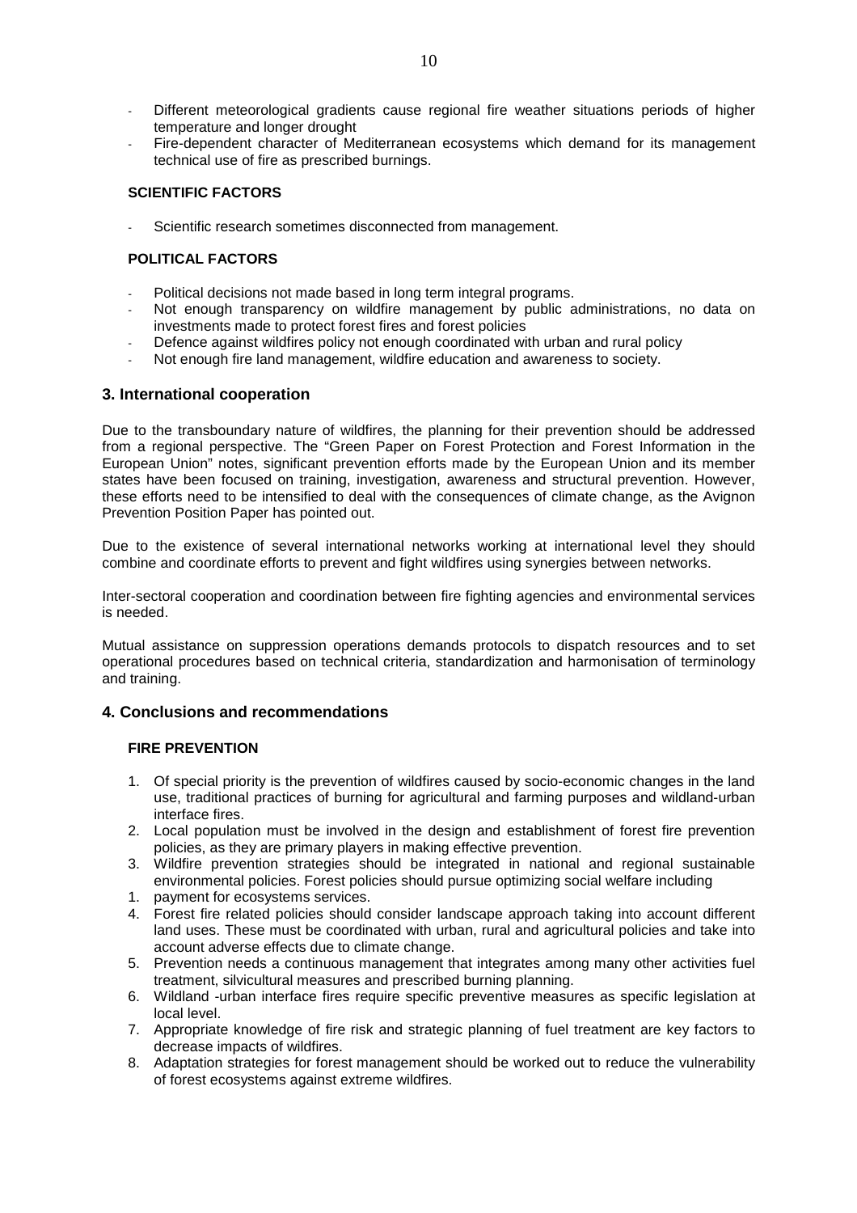- Different meteorological gradients cause regional fire weather situations periods of higher temperature and longer drought
- Fire-dependent character of Mediterranean ecosystems which demand for its management technical use of fire as prescribed burnings.

**SCIENTIFIC FACTORS**

- Scientific research sometimes disconnected from management.

**POLITICAL FACTORS**

- Political decisions not made based in long term integral programs.
- Not enough transparency on wildfire management by public administrations, no data on investments made to protect forest fires and forest policies
- Defence against wildfires policy not enough coordinated with urban and rural policy
- Not enough fire land management, wildfire education and awareness to society.

## 3. International cooperation

Due to the transboundary nature of wildfires, the planning for their prevention should be addressed from a regional perspective. The "Green Paper on Forest Protection and Forest Information in the European Union" notes, significant prevention efforts made by the European Union and its member states have been focused on training, investigation, awareness and structural prevention. However, these efforts need to be intensified to deal with the consequences of climate change, as the Avignon Prevention Position Paper has pointed out.

Due to the existence of several international networks working at international level they should combine and coordinate efforts to prevent and fight wildfires using synergies between networks.

Inter-sectoral cooperation and coordination between fire fighting agencies and environmental services is needed.

Mutual assistance on suppression operations demands protocols to dispatch resources and to set operational procedures based on technical criteria, standardization and harmonisation of terminology and training.

## 4. Conclusions and recommendations

**FIRE PREVENTION**

1. Of special priority is the prevention of wildfires caused by socio-economic changes in the land use, traditional practices of burning for agricultural and farming purposes and wildland-urban interface fires.
2. Local population must be involved in the design and establishment of forest fire prevention policies, as they are primary players in making effective prevention.
3. Wildfire prevention strategies should be integrated in national and regional sustainable environmental policies. Forest policies should pursue optimizing social welfare including
1. payment for ecosystems services.
4. Forest fire related policies should consider landscape approach taking into account different land uses. These must be coordinated with urban, rural and agricultural policies and take into account adverse effects due to climate change.
5. Prevention needs a continuous management that integrates among many other activities fuel treatment, silvicultural measures and prescribed burning planning.
6. Wildland -urban interface fires require specific preventive measures as specific legislation at local level.
7. Appropriate knowledge of fire risk and strategic planning of fuel treatment are key factors to decrease impacts of wildfires.
8. Adaptation strategies for forest management should be worked out to reduce the vulnerability of forest ecosystems against extreme wildfires.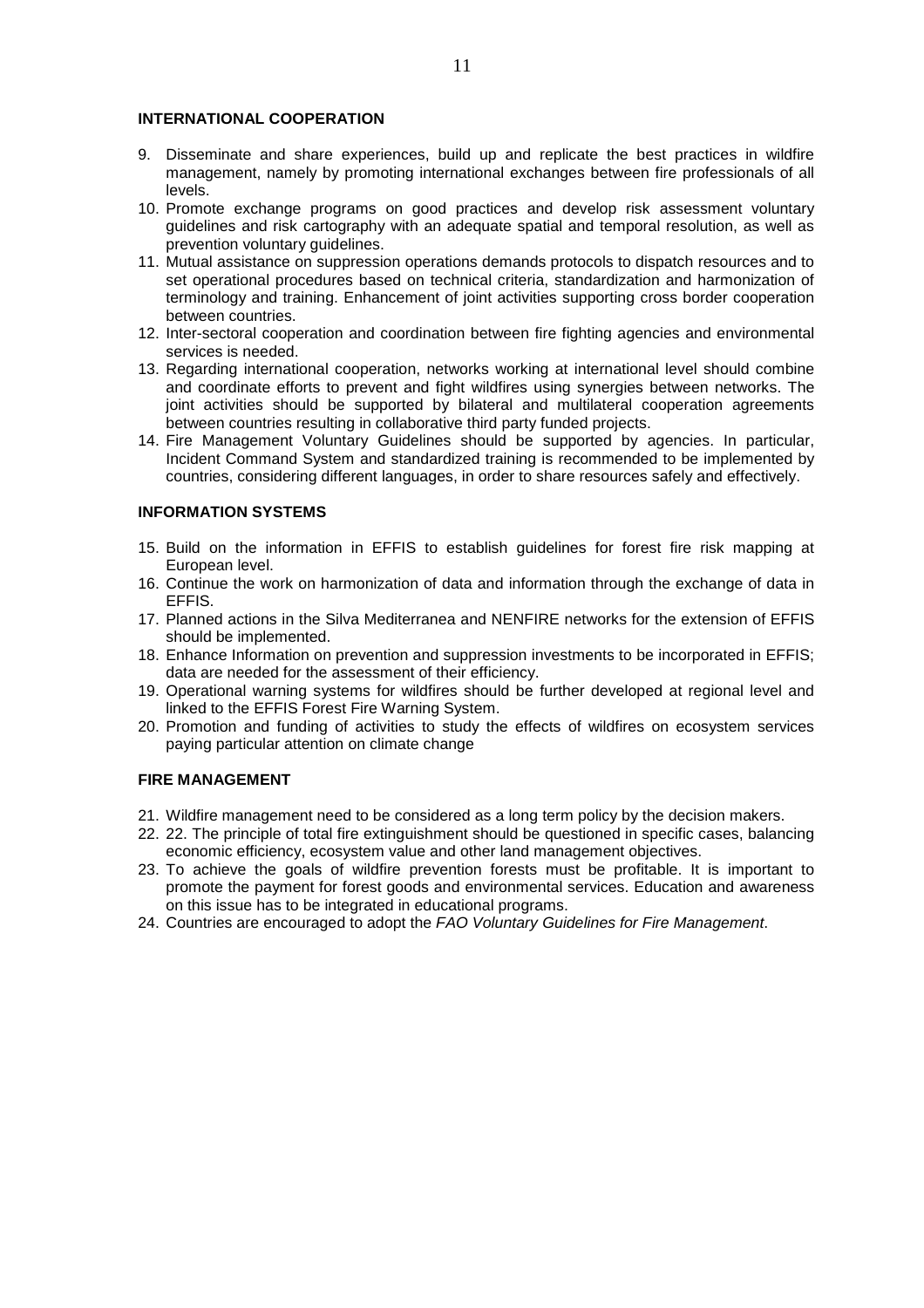#### INTERNATIONAL COOPERATION

9. Disseminate and share experiences, build up and replicate the best practices in wildfire management, namely by promoting international exchanges between fire professionals of all levels.
10. Promote exchange programs on good practices and develop risk assessment voluntary guidelines and risk cartography with an adequate spatial and temporal resolution, as well as prevention voluntary guidelines.
11. Mutual assistance on suppression operations demands protocols to dispatch resources and to set operational procedures based on technical criteria, standardization and harmonization of terminology and training. Enhancement of joint activities supporting cross border cooperation between countries.
12. Inter-sectoral cooperation and coordination between fire fighting agencies and environmental services is needed.
13. Regarding international cooperation, networks working at international level should combine and coordinate efforts to prevent and fight wildfires using synergies between networks. The joint activities should be supported by bilateral and multilateral cooperation agreements between countries resulting in collaborative third party funded projects.
14. Fire Management Voluntary Guidelines should be supported by agencies. In particular, Incident Command System and standardized training is recommended to be implemented by countries, considering different languages, in order to share resources safely and effectively.

#### INFORMATION SYSTEMS

15. Build on the information in EFFIS to establish guidelines for forest fire risk mapping at European level.
16. Continue the work on harmonization of data and information through the exchange of data in EFFIS.
17. Planned actions in the Silva Mediterranea and NENFIRE networks for the extension of EFFIS should be implemented.
18. Enhance Information on prevention and suppression investments to be incorporated in EFFIS; data are needed for the assessment of their efficiency.
19. Operational warning systems for wildfires should be further developed at regional level and linked to the EFFIS Forest Fire Warning System.
20. Promotion and funding of activities to study the effects of wildfires on ecosystem services paying particular attention on climate change

#### FIRE MANAGEMENT

21. Wildfire management need to be considered as a long term policy by the decision makers.
22. 22. The principle of total fire extinguishment should be questioned in specific cases, balancing economic efficiency, ecosystem value and other land management objectives.
23. To achieve the goals of wildfire prevention forests must be profitable. It is important to promote the payment for forest goods and environmental services. Education and awareness on this issue has to be integrated in educational programs.
24. Countries are encouraged to adopt the *FAO Voluntary Guidelines for Fire Management*.